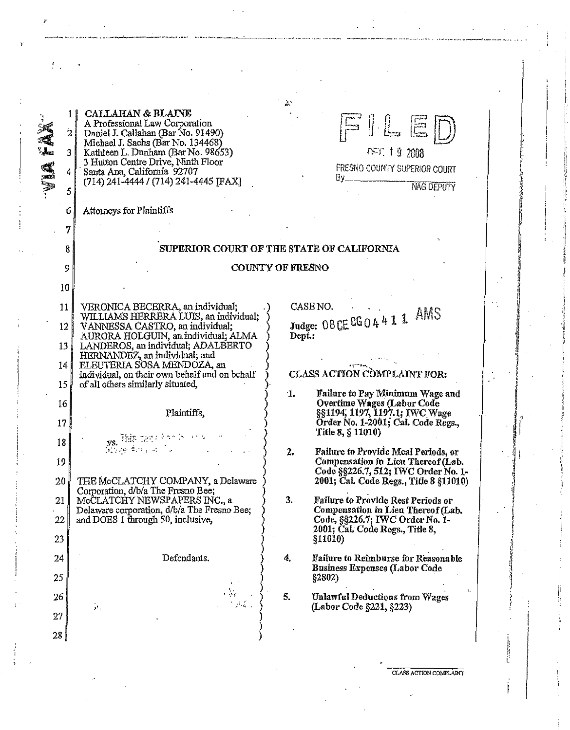CALLAHAN & BLAINE
A Professional Law Corporation
Daniel J. Callahan (Bar No. 91490)
Michael J. Sachs (Bar No. 134468)
Kathleen L. Dunham (Bar No. 98653)
3 Hutton Centre Drive, Ninth Floor
Santa Ana, California 92707
(714) 241-4444 / (714) 241-4445 [FAX]

Attorneys for Plaintiffs

VIA FAX

FILED
DEC 19 2008
FRESNO COUNTY SUPERIOR COURT
By ____________ NAG DEPUTY

SUPERIOR COURT OF THE STATE OF CALIFORNIA

COUNTY OF FRESNO

VERONICA BECERRA, an individual; WILLIAMS HERRERA LUIS, an individual; VANNESSA CASTRO, an individual; AURORA HOLGUIN, an individual; ALMA LANDEROS, an individual; ADALBERTO HERNANDEZ, an individual; and ELEUTERIA SOSA MENDOZA, an individual, on their own behalf and on behalf of all others similarly situated,

Plaintiffs,

vs.

THE McCLATCHY COMPANY, a Delaware Corporation, d/b/a The Fresno Bee; McCLATCHY NEWSPAPERS INC., a Delaware corporation, d/b/a The Fresno Bee; and DOES 1 through 50, inclusive,

Defendants.

CASE NO. 08CECG04411 AMS

Judge:

Dept.:

**CLASS ACTION COMPLAINT FOR:**

1. **Failure to Pay Minimum Wage and Overtime Wages (Labor Code §§1194, 1197, 1197.1; IWC Wage Order No. 1-2001; Cal. Code Regs., Title 8, § 11010)**
2. **Failure to Provide Meal Periods, or Compensation in Lieu Thereof (Lab. Code §§226.7, 512; IWC Order No. 1-2001; Cal. Code Regs., Title 8 §11010)**
3. **Failure to Provide Rest Periods or Compensation in Lieu Thereof (Lab. Code, §§226.7; IWC Order No. 1-2001; Cal. Code Regs., Title 8, §11010)**
4. **Failure to Reimburse for Reasonable Business Expenses (Labor Code §2802)**
5. **Unlawful Deductions from Wages (Labor Code §221, §223)**

CLASS ACTION COMPLAINT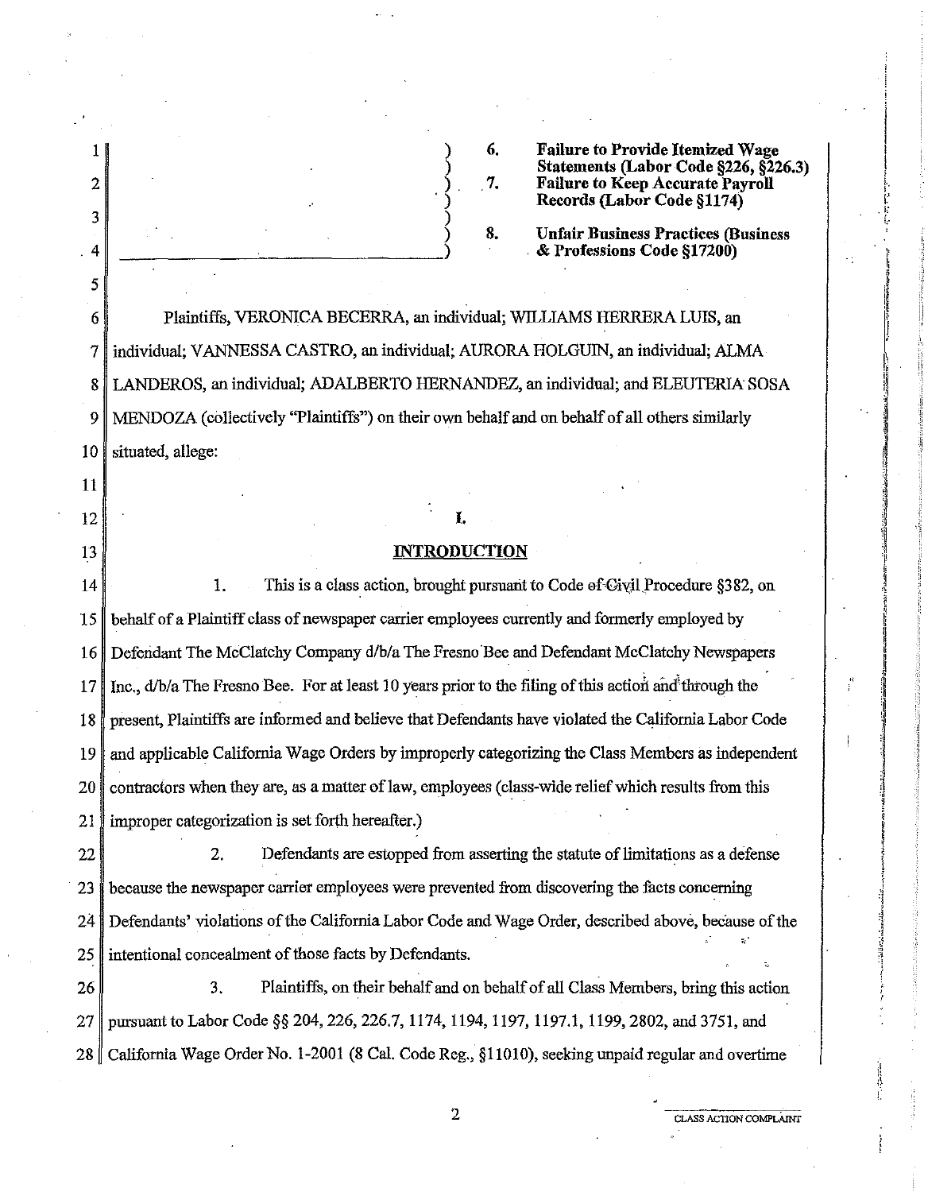6. **Failure to Provide Itemized Wage Statements (Labor Code §226, §226.3)**
7. **Failure to Keep Accurate Payroll Records (Labor Code §1174)**
8. **Unfair Business Practices (Business & Professions Code §17200)**

Plaintiffs, VERONICA BECERRA, an individual; WILLIAMS HERRERA LUIS, an individual; VANNESSA CASTRO, an individual; AURORA HOLGUIN, an individual; ALMA LANDEROS, an individual; ADALBERTO HERNANDEZ, an individual; and ELEUTERIA SOSA MENDOZA (collectively "Plaintiffs") on their own behalf and on behalf of all others similarly situated, allege:

## I.

## INTRODUCTION

1. This is a class action, brought pursuant to Code of Civil Procedure §382, on behalf of a Plaintiff class of newspaper carrier employees currently and formerly employed by Defendant The McClatchy Company d/b/a The Fresno Bee and Defendant McClatchy Newspapers Inc., d/b/a The Fresno Bee. For at least 10 years prior to the filing of this action and through the present, Plaintiffs are informed and believe that Defendants have violated the California Labor Code and applicable California Wage Orders by improperly categorizing the Class Members as independent contractors when they are, as a matter of law, employees (class-wide relief which results from this improper categorization is set forth hereafter.)

2. Defendants are estopped from asserting the statute of limitations as a defense because the newspaper carrier employees were prevented from discovering the facts concerning Defendants' violations of the California Labor Code and Wage Order, described above, because of the intentional concealment of those facts by Defendants.

3. Plaintiffs, on their behalf and on behalf of all Class Members, bring this action pursuant to Labor Code §§ 204, 226, 226.7, 1174, 1194, 1197, 1197.1, 1199, 2802, and 3751, and California Wage Order No. 1-2001 (8 Cal. Code Reg., §11010), seeking unpaid regular and overtime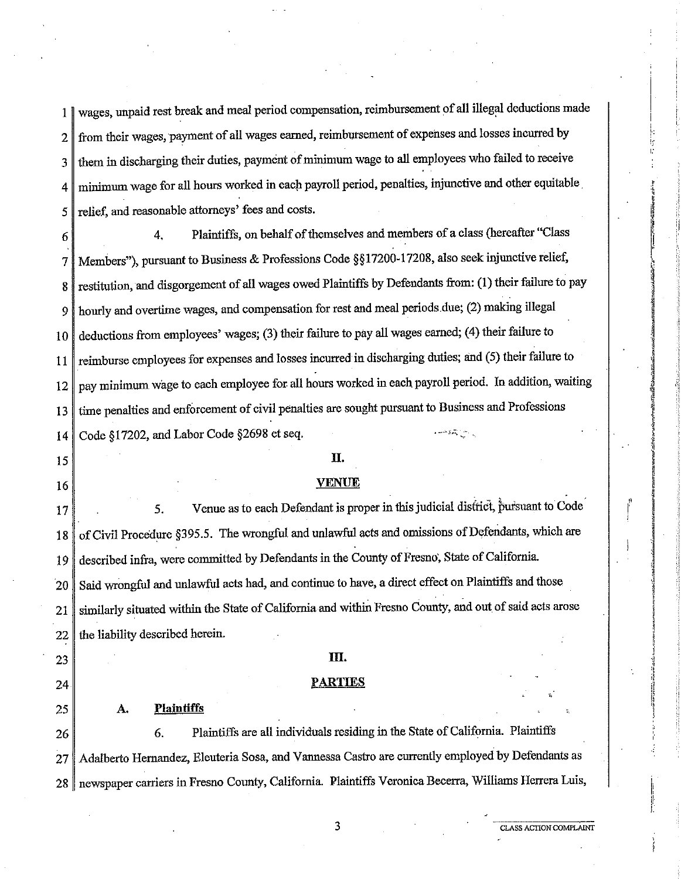wages, unpaid rest break and meal period compensation, reimbursement of all illegal deductions made from their wages, payment of all wages earned, reimbursement of expenses and losses incurred by them in discharging their duties, payment of minimum wage to all employees who failed to receive minimum wage for all hours worked in each payroll period, penalties, injunctive and other equitable relief, and reasonable attorneys' fees and costs.

4. Plaintiffs, on behalf of themselves and members of a class (hereafter "Class Members"), pursuant to Business & Professions Code §§17200-17208, also seek injunctive relief, restitution, and disgorgement of all wages owed Plaintiffs by Defendants from: (1) their failure to pay hourly and overtime wages, and compensation for rest and meal periods due; (2) making illegal deductions from employees' wages; (3) their failure to pay all wages earned; (4) their failure to reimburse employees for expenses and losses incurred in discharging duties; and (5) their failure to pay minimum wage to each employee for all hours worked in each payroll period. In addition, waiting time penalties and enforcement of civil penalties are sought pursuant to Business and Professions Code §17202, and Labor Code §2698 et seq.

## II.

## VENUE

5. Venue as to each Defendant is proper in this judicial district, pursuant to Code of Civil Procedure §395.5. The wrongful and unlawful acts and omissions of Defendants, which are described infra, were committed by Defendants in the County of Fresno, State of California. Said wrongful and unlawful acts had, and continue to have, a direct effect on Plaintiffs and those similarly situated within the State of California and within Fresno County, and out of said acts arose the liability described herein.

## III.

## PARTIES

### A. Plaintiffs

6. Plaintiffs are all individuals residing in the State of California. Plaintiffs Adalberto Hernandez, Eleuteria Sosa, and Vannessa Castro are currently employed by Defendants as newspaper carriers in Fresno County, California. Plaintiffs Veronica Becerra, Williams Herrera Luis,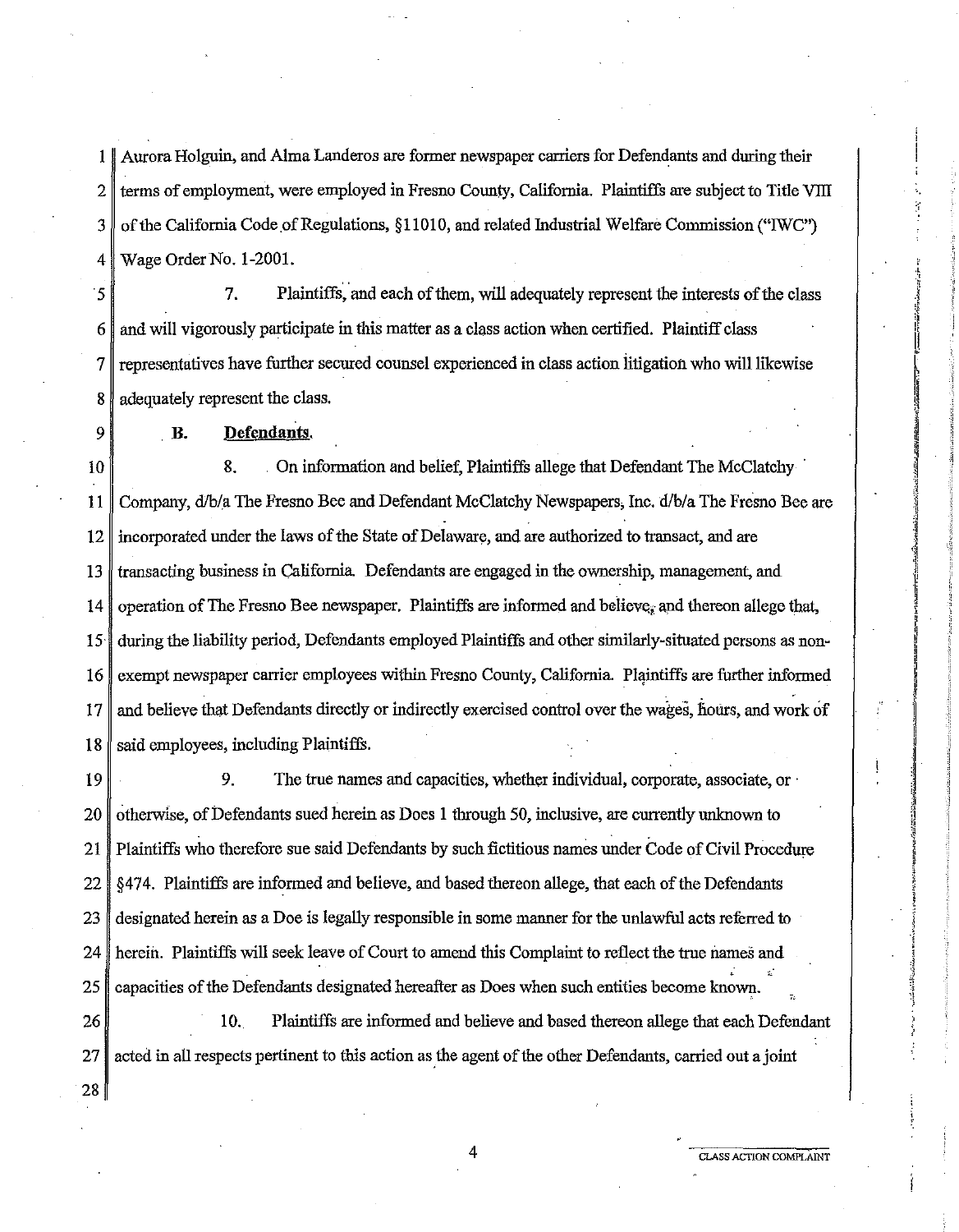Aurora Holguin, and Alma Landeros are former newspaper carriers for Defendants and during their terms of employment, were employed in Fresno County, California. Plaintiffs are subject to Title VIII of the California Code of Regulations, §11010, and related Industrial Welfare Commission ("IWC") Wage Order No. 1-2001.

7. Plaintiffs, and each of them, will adequately represent the interests of the class and will vigorously participate in this matter as a class action when certified. Plaintiff class representatives have further secured counsel experienced in class action litigation who will likewise adequately represent the class.

**B. Defendants.**

8. On information and belief, Plaintiffs allege that Defendant The McClatchy Company, d/b/a The Fresno Bee and Defendant McClatchy Newspapers, Inc. d/b/a The Fresno Bee are incorporated under the laws of the State of Delaware, and are authorized to transact, and are transacting business in California. Defendants are engaged in the ownership, management, and operation of The Fresno Bee newspaper. Plaintiffs are informed and believe, and thereon allege that, during the liability period, Defendants employed Plaintiffs and other similarly-situated persons as non-exempt newspaper carrier employees within Fresno County, California. Plaintiffs are further informed and believe that Defendants directly or indirectly exercised control over the wages, hours, and work of said employees, including Plaintiffs.

9. The true names and capacities, whether individual, corporate, associate, or otherwise, of Defendants sued herein as Does 1 through 50, inclusive, are currently unknown to Plaintiffs who therefore sue said Defendants by such fictitious names under Code of Civil Procedure §474. Plaintiffs are informed and believe, and based thereon allege, that each of the Defendants designated herein as a Doe is legally responsible in some manner for the unlawful acts referred to herein. Plaintiffs will seek leave of Court to amend this Complaint to reflect the true names and capacities of the Defendants designated hereafter as Does when such entities become known.

10. Plaintiffs are informed and believe and based thereon allege that each Defendant acted in all respects pertinent to this action as the agent of the other Defendants, carried out a joint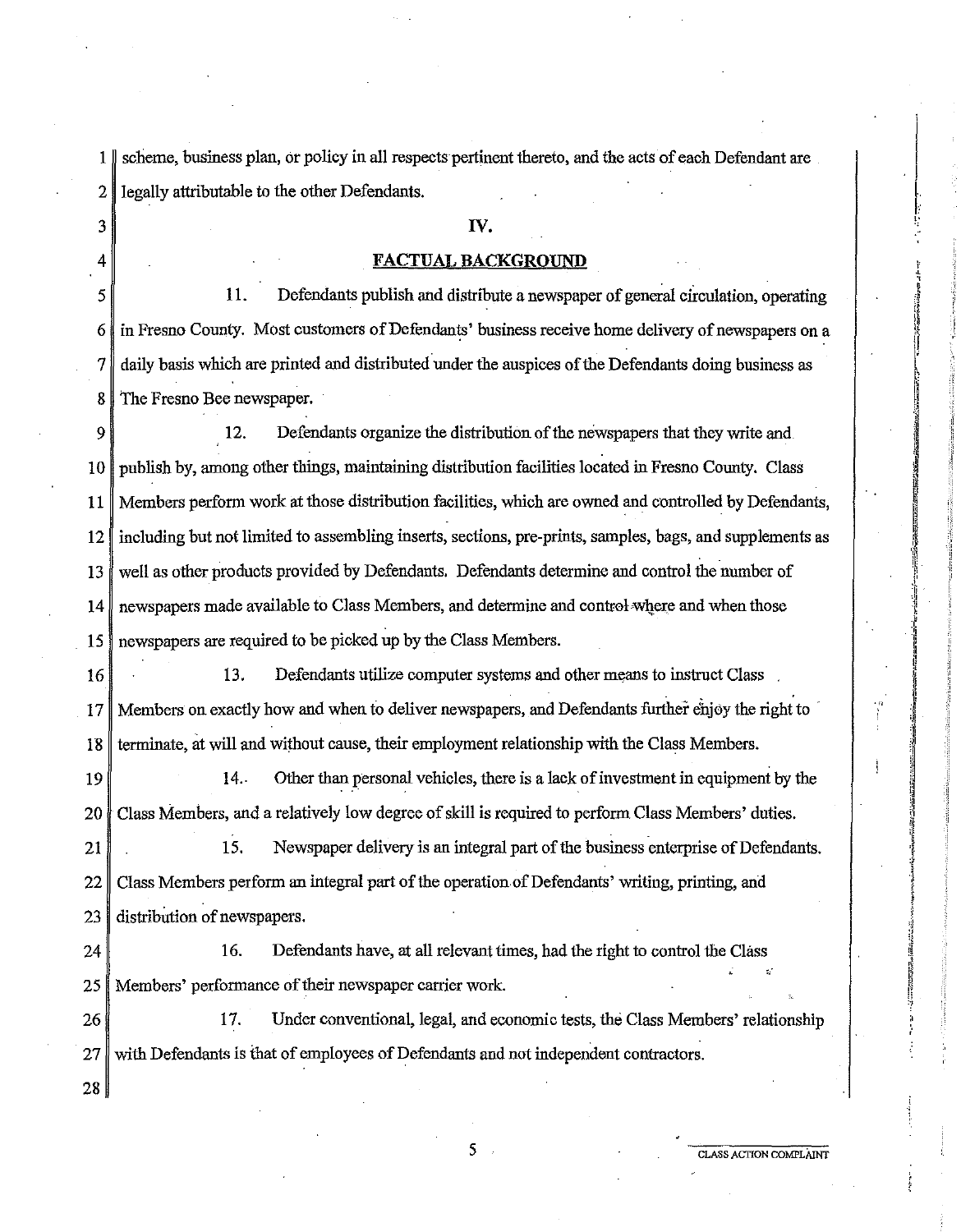scheme, business plan, or policy in all respects pertinent thereto, and the acts of each Defendant are legally attributable to the other Defendants.

## IV.

## FACTUAL BACKGROUND

11. Defendants publish and distribute a newspaper of general circulation, operating in Fresno County. Most customers of Defendants' business receive home delivery of newspapers on a daily basis which are printed and distributed under the auspices of the Defendants doing business as The Fresno Bee newspaper.

12. Defendants organize the distribution of the newspapers that they write and publish by, among other things, maintaining distribution facilities located in Fresno County. Class Members perform work at those distribution facilities, which are owned and controlled by Defendants, including but not limited to assembling inserts, sections, pre-prints, samples, bags, and supplements as well as other products provided by Defendants. Defendants determine and control the number of newspapers made available to Class Members, and determine and control where and when those newspapers are required to be picked up by the Class Members.

13. Defendants utilize computer systems and other means to instruct Class Members on exactly how and when to deliver newspapers, and Defendants further enjoy the right to terminate, at will and without cause, their employment relationship with the Class Members.

14. Other than personal vehicles, there is a lack of investment in equipment by the Class Members, and a relatively low degree of skill is required to perform Class Members' duties.

15. Newspaper delivery is an integral part of the business enterprise of Defendants. Class Members perform an integral part of the operation of Defendants' writing, printing, and distribution of newspapers.

16. Defendants have, at all relevant times, had the right to control the Class Members' performance of their newspaper carrier work.

17. Under conventional, legal, and economic tests, the Class Members' relationship with Defendants is that of employees of Defendants and not independent contractors.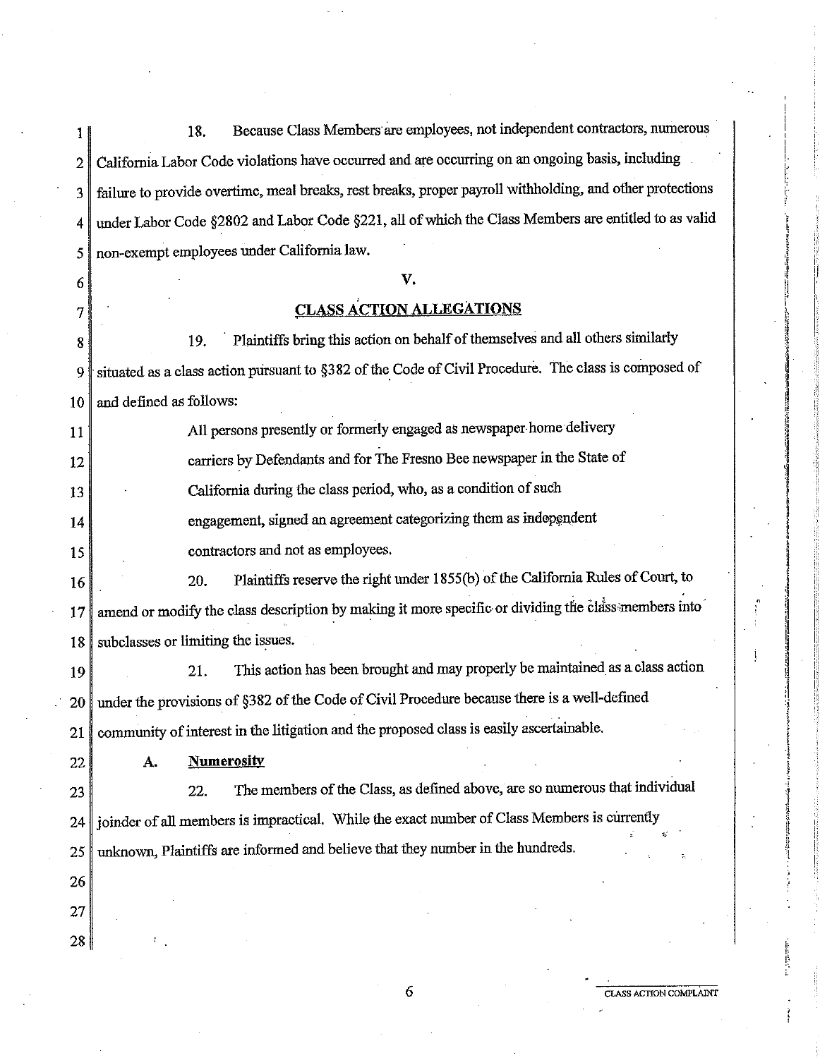18. Because Class Members are employees, not independent contractors, numerous California Labor Code violations have occurred and are occurring on an ongoing basis, including failure to provide overtime, meal breaks, rest breaks, proper payroll withholding, and other protections under Labor Code §2802 and Labor Code §221, all of which the Class Members are entitled to as valid non-exempt employees under California law.

## V.

## CLASS ACTION ALLEGATIONS

19. Plaintiffs bring this action on behalf of themselves and all others similarly situated as a class action pursuant to §382 of the Code of Civil Procedure. The class is composed of and defined as follows:

> All persons presently or formerly engaged as newspaper home delivery carriers by Defendants and for The Fresno Bee newspaper in the State of California during the class period, who, as a condition of such engagement, signed an agreement categorizing them as independent contractors and not as employees.

20. Plaintiffs reserve the right under 1855(b) of the California Rules of Court, to amend or modify the class description by making it more specific or dividing the class members into subclasses or limiting the issues.

21. This action has been brought and may properly be maintained as a class action under the provisions of §382 of the Code of Civil Procedure because there is a well-defined community of interest in the litigation and the proposed class is easily ascertainable.

### A. Numerosity

22. The members of the Class, as defined above, are so numerous that individual joinder of all members is impractical. While the exact number of Class Members is currently unknown, Plaintiffs are informed and believe that they number in the hundreds.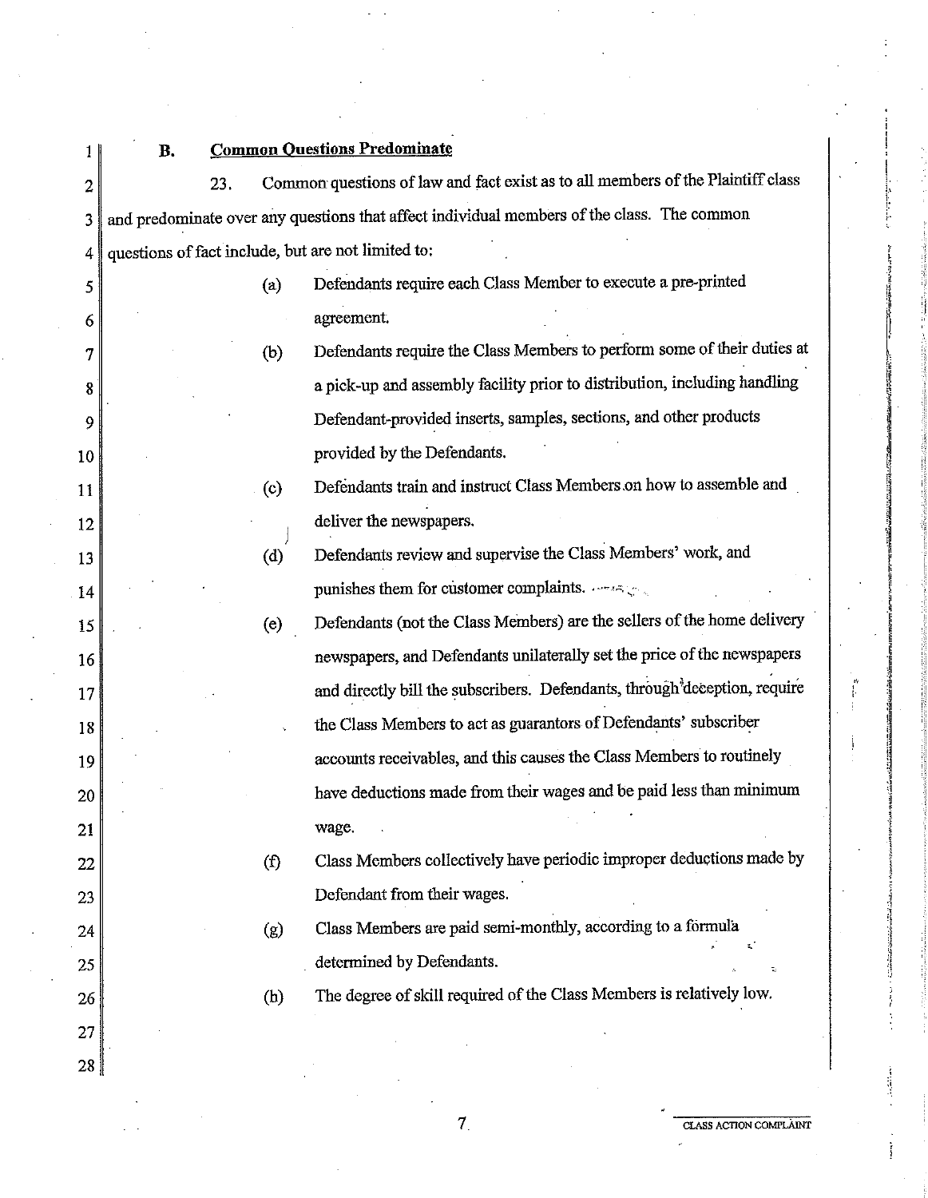## B. Common Questions Predominate

23. Common questions of law and fact exist as to all members of the Plaintiff class and predominate over any questions that affect individual members of the class. The common questions of fact include, but are not limited to:

(a) Defendants require each Class Member to execute a pre-printed agreement.

(b) Defendants require the Class Members to perform some of their duties at a pick-up and assembly facility prior to distribution, including handling Defendant-provided inserts, samples, sections, and other products provided by the Defendants.

(c) Defendants train and instruct Class Members on how to assemble and deliver the newspapers.

(d) Defendants review and supervise the Class Members' work, and punishes them for customer complaints.

(e) Defendants (not the Class Members) are the sellers of the home delivery newspapers, and Defendants unilaterally set the price of the newspapers and directly bill the subscribers. Defendants, through deception, require the Class Members to act as guarantors of Defendants' subscriber accounts receivables, and this causes the Class Members to routinely have deductions made from their wages and be paid less than minimum wage.

(f) Class Members collectively have periodic improper deductions made by Defendant from their wages.

(g) Class Members are paid semi-monthly, according to a formula determined by Defendants.

(h) The degree of skill required of the Class Members is relatively low.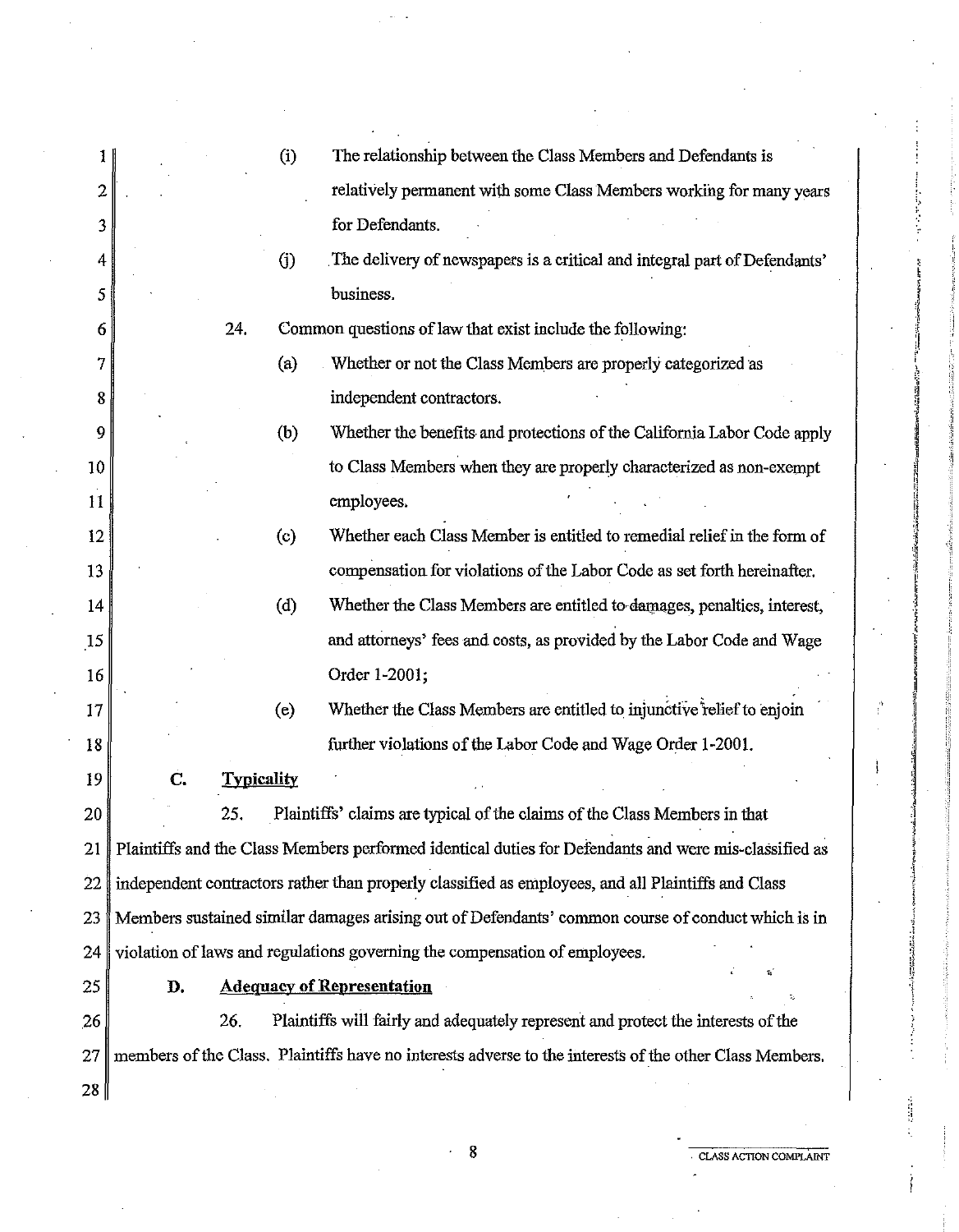(i) The relationship between the Class Members and Defendants is relatively permanent with some Class Members working for many years for Defendants.

(j) The delivery of newspapers is a critical and integral part of Defendants' business.

24. Common questions of law that exist include the following:

(a) Whether or not the Class Members are properly categorized as independent contractors.

(b) Whether the benefits and protections of the California Labor Code apply to Class Members when they are properly characterized as non-exempt employees.

(c) Whether each Class Member is entitled to remedial relief in the form of compensation for violations of the Labor Code as set forth hereinafter.

(d) Whether the Class Members are entitled to damages, penalties, interest, and attorneys' fees and costs, as provided by the Labor Code and Wage Order 1-2001;

(e) Whether the Class Members are entitled to injunctive relief to enjoin further violations of the Labor Code and Wage Order 1-2001.

**C. Typicality**

25. Plaintiffs' claims are typical of the claims of the Class Members in that Plaintiffs and the Class Members performed identical duties for Defendants and were mis-classified as independent contractors rather than properly classified as employees, and all Plaintiffs and Class Members sustained similar damages arising out of Defendants' common course of conduct which is in violation of laws and regulations governing the compensation of employees.

**D. Adequacy of Representation**

26. Plaintiffs will fairly and adequately represent and protect the interests of the members of the Class. Plaintiffs have no interests adverse to the interests of the other Class Members.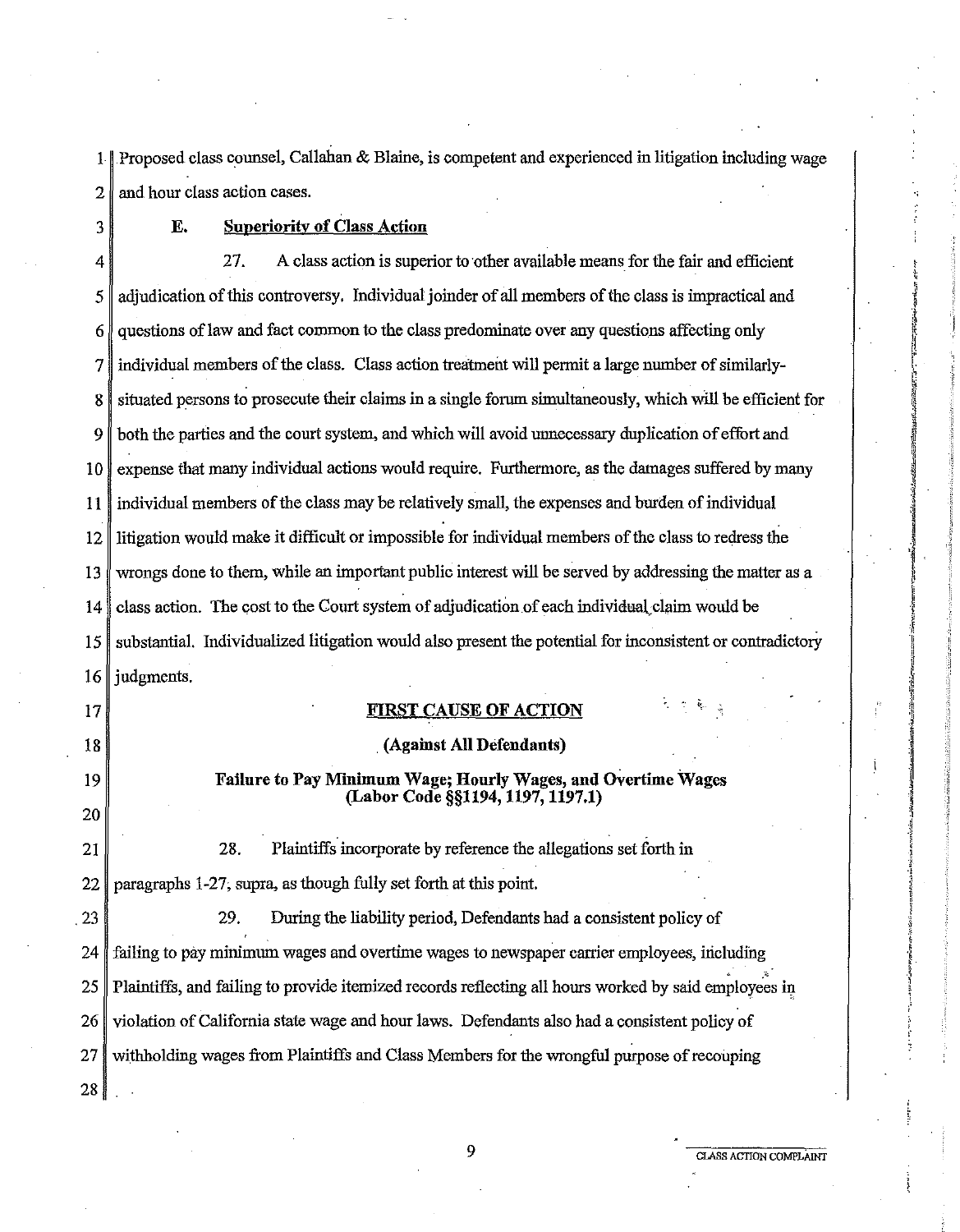Proposed class counsel, Callahan & Blaine, is competent and experienced in litigation including wage and hour class action cases.

### E. Superiority of Class Action

27. A class action is superior to other available means for the fair and efficient adjudication of this controversy. Individual joinder of all members of the class is impractical and questions of law and fact common to the class predominate over any questions affecting only individual members of the class. Class action treatment will permit a large number of similarly-situated persons to prosecute their claims in a single forum simultaneously, which will be efficient for both the parties and the court system, and which will avoid unnecessary duplication of effort and expense that many individual actions would require. Furthermore, as the damages suffered by many individual members of the class may be relatively small, the expenses and burden of individual litigation would make it difficult or impossible for individual members of the class to redress the wrongs done to them, while an important public interest will be served by addressing the matter as a class action. The cost to the Court system of adjudication of each individual claim would be substantial. Individualized litigation would also present the potential for inconsistent or contradictory judgments.

## FIRST CAUSE OF ACTION

**(Against All Defendants)**

**Failure to Pay Minimum Wage; Hourly Wages, and Overtime Wages (Labor Code §§1194, 1197, 1197.1)**

28. Plaintiffs incorporate by reference the allegations set forth in paragraphs 1-27, supra, as though fully set forth at this point.

29. During the liability period, Defendants had a consistent policy of failing to pay minimum wages and overtime wages to newspaper carrier employees, including Plaintiffs, and failing to provide itemized records reflecting all hours worked by said employees in violation of California state wage and hour laws. Defendants also had a consistent policy of withholding wages from Plaintiffs and Class Members for the wrongful purpose of recouping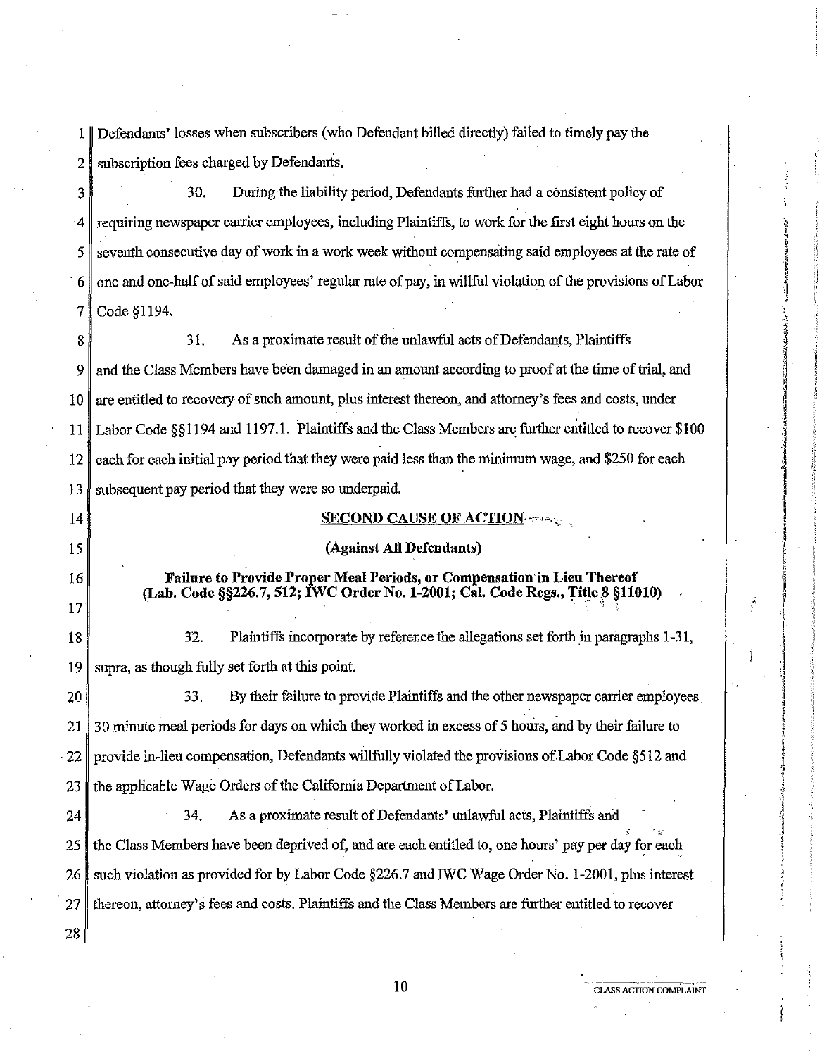Defendants' losses when subscribers (who Defendant billed directly) failed to timely pay the subscription fees charged by Defendants.

30. During the liability period, Defendants further had a consistent policy of requiring newspaper carrier employees, including Plaintiffs, to work for the first eight hours on the seventh consecutive day of work in a work week without compensating said employees at the rate of one and one-half of said employees' regular rate of pay, in willful violation of the provisions of Labor Code §1194.

31. As a proximate result of the unlawful acts of Defendants, Plaintiffs and the Class Members have been damaged in an amount according to proof at the time of trial, and are entitled to recovery of such amount, plus interest thereon, and attorney's fees and costs, under Labor Code §§1194 and 1197.1. Plaintiffs and the Class Members are further entitled to recover $100 each for each initial pay period that they were paid less than the minimum wage, and $250 for each subsequent pay period that they were so underpaid.

**SECOND CAUSE OF ACTION**

**(Against All Defendants)**

**Failure to Provide Proper Meal Periods, or Compensation in Lieu Thereof (Lab. Code §§226.7, 512; IWC Order No. 1-2001; Cal. Code Regs., Title 8 §11010)**

32. Plaintiffs incorporate by reference the allegations set forth in paragraphs 1-31, supra, as though fully set forth at this point.

33. By their failure to provide Plaintiffs and the other newspaper carrier employees 30 minute meal periods for days on which they worked in excess of 5 hours, and by their failure to provide in-lieu compensation, Defendants willfully violated the provisions of Labor Code §512 and the applicable Wage Orders of the California Department of Labor.

34. As a proximate result of Defendants' unlawful acts, Plaintiffs and the Class Members have been deprived of, and are each entitled to, one hours' pay per day for each such violation as provided for by Labor Code §226.7 and IWC Wage Order No. 1-2001, plus interest thereon, attorney's fees and costs. Plaintiffs and the Class Members are further entitled to recover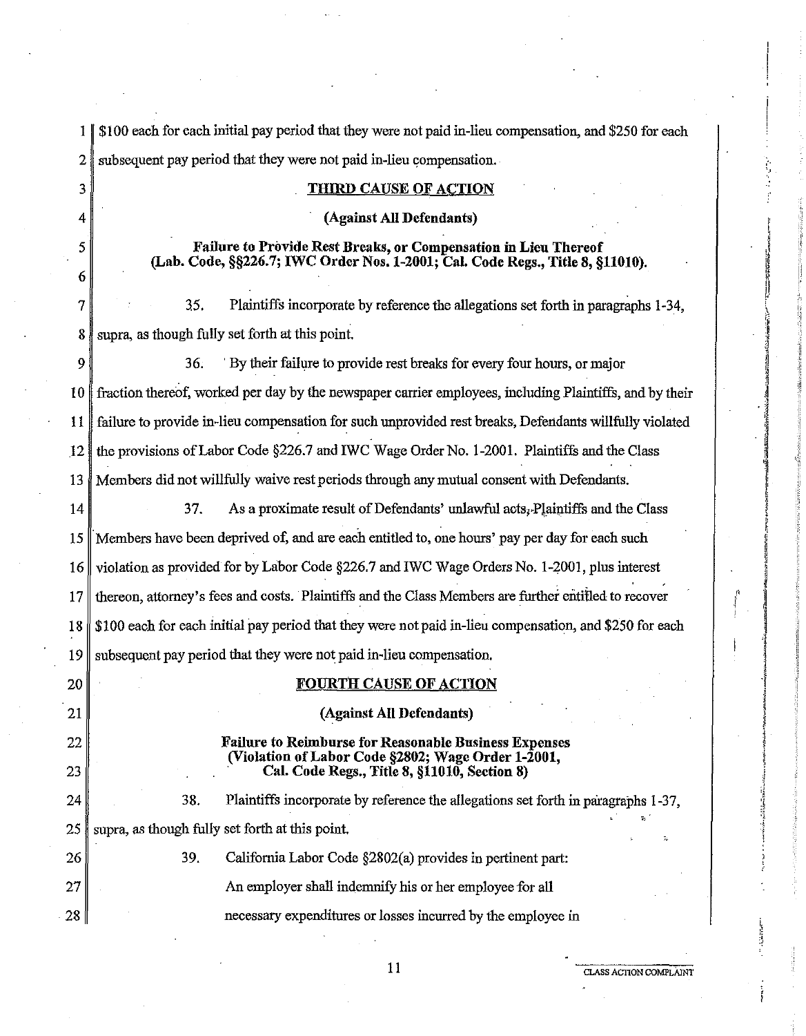$100 each for each initial pay period that they were not paid in-lieu compensation, and $250 for each subsequent pay period that they were not paid in-lieu compensation.

**THIRD CAUSE OF ACTION**

**(Against All Defendants)**

**Failure to Provide Rest Breaks, or Compensation in Lieu Thereof (Lab. Code, §§226.7; IWC Order Nos. 1-2001; Cal. Code Regs., Title 8, §11010).**

35. Plaintiffs incorporate by reference the allegations set forth in paragraphs 1-34, supra, as though fully set forth at this point.

36. By their failure to provide rest breaks for every four hours, or major fraction thereof, worked per day by the newspaper carrier employees, including Plaintiffs, and by their failure to provide in-lieu compensation for such unprovided rest breaks, Defendants willfully violated the provisions of Labor Code §226.7 and IWC Wage Order No. 1-2001. Plaintiffs and the Class Members did not willfully waive rest periods through any mutual consent with Defendants.

37. As a proximate result of Defendants' unlawful acts, Plaintiffs and the Class Members have been deprived of, and are each entitled to, one hours' pay per day for each such violation as provided for by Labor Code §226.7 and IWC Wage Orders No. 1-2001, plus interest thereon, attorney's fees and costs. Plaintiffs and the Class Members are further entitled to recover $100 each for each initial pay period that they were not paid in-lieu compensation, and $250 for each subsequent pay period that they were not paid in-lieu compensation.

**FOURTH CAUSE OF ACTION**

**(Against All Defendants)**

**Failure to Reimburse for Reasonable Business Expenses (Violation of Labor Code §2802; Wage Order 1-2001, Cal. Code Regs., Title 8, §11010, Section 8)**

38. Plaintiffs incorporate by reference the allegations set forth in paragraphs 1-37, supra, as though fully set forth at this point.

39. California Labor Code §2802(a) provides in pertinent part:

> An employer shall indemnify his or her employee for all necessary expenditures or losses incurred by the employee in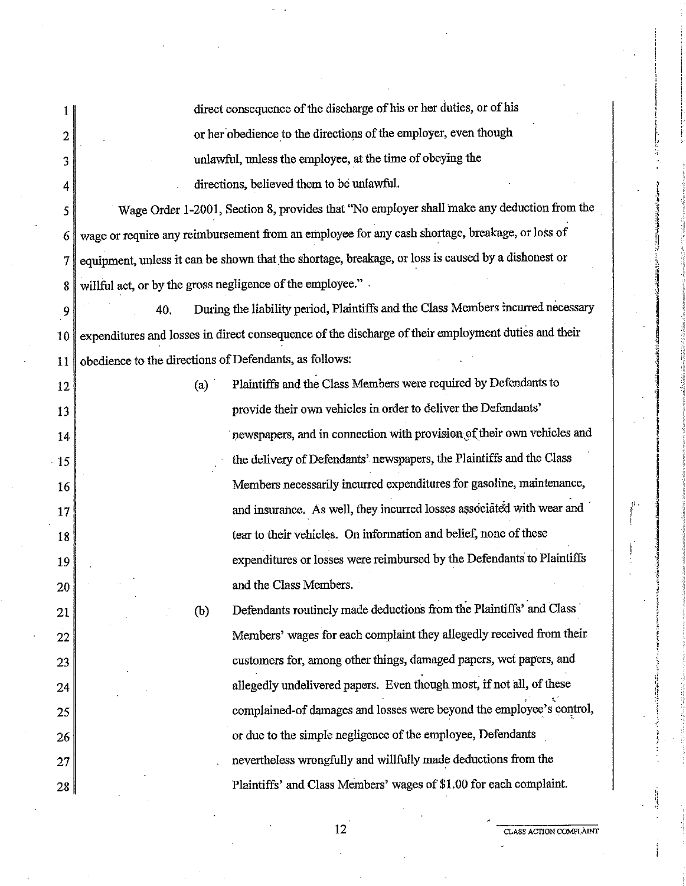direct consequence of the discharge of his or her duties, or of his or her obedience to the directions of the employer, even though unlawful, unless the employee, at the time of obeying the directions, believed them to be unlawful.

Wage Order 1-2001, Section 8, provides that "No employer shall make any deduction from the wage or require any reimbursement from an employee for any cash shortage, breakage, or loss of equipment, unless it can be shown that the shortage, breakage, or loss is caused by a dishonest or willful act, or by the gross negligence of the employee."

40. During the liability period, Plaintiffs and the Class Members incurred necessary expenditures and losses in direct consequence of the discharge of their employment duties and their obedience to the directions of Defendants, as follows:

(a) Plaintiffs and the Class Members were required by Defendants to provide their own vehicles in order to deliver the Defendants' newspapers, and in connection with provision of their own vehicles and the delivery of Defendants' newspapers, the Plaintiffs and the Class Members necessarily incurred expenditures for gasoline, maintenance, and insurance. As well, they incurred losses associated with wear and tear to their vehicles. On information and belief, none of these expenditures or losses were reimbursed by the Defendants to Plaintiffs and the Class Members.

(b) Defendants routinely made deductions from the Plaintiffs' and Class Members' wages for each complaint they allegedly received from their customers for, among other things, damaged papers, wet papers, and allegedly undelivered papers. Even though most, if not all, of these complained-of damages and losses were beyond the employee's control, or due to the simple negligence of the employee, Defendants nevertheless wrongfully and willfully made deductions from the Plaintiffs' and Class Members' wages of $1.00 for each complaint.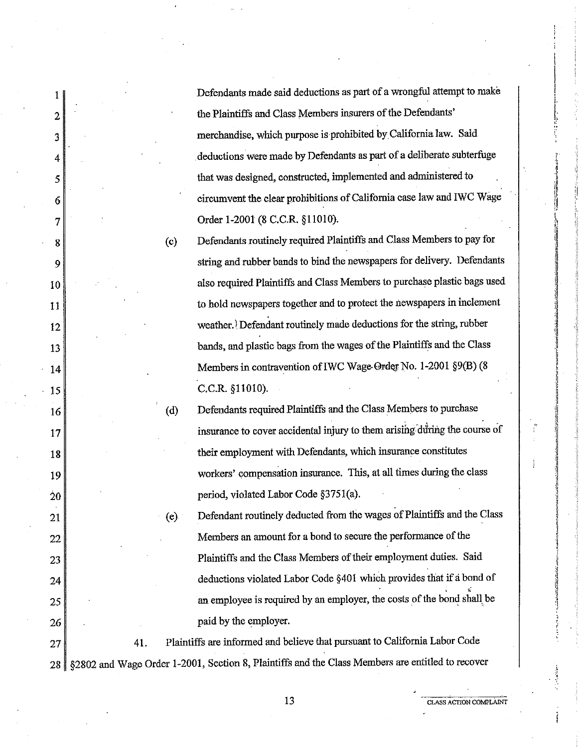Defendants made said deductions as part of a wrongful attempt to make the Plaintiffs and Class Members insurers of the Defendants' merchandise, which purpose is prohibited by California law. Said deductions were made by Defendants as part of a deliberate subterfuge that was designed, constructed, implemented and administered to circumvent the clear prohibitions of California case law and IWC Wage Order 1-2001 (8 C.C.R. §11010).

(c) Defendants routinely required Plaintiffs and Class Members to pay for string and rubber bands to bind the newspapers for delivery. Defendants also required Plaintiffs and Class Members to purchase plastic bags used to hold newspapers together and to protect the newspapers in inclement weather. Defendant routinely made deductions for the string, rubber bands, and plastic bags from the wages of the Plaintiffs and the Class Members in contravention of IWC Wage Order No. 1-2001 §9(B) (8 C.C.R. §11010).

(d) Defendants required Plaintiffs and the Class Members to purchase insurance to cover accidental injury to them arising during the course of their employment with Defendants, which insurance constitutes workers' compensation insurance. This, at all times during the class period, violated Labor Code §3751(a).

(e) Defendant routinely deducted from the wages of Plaintiffs and the Class Members an amount for a bond to secure the performance of the Plaintiffs and the Class Members of their employment duties. Said deductions violated Labor Code §401 which provides that if a bond of an employee is required by an employer, the costs of the bond shall be paid by the employer.

41. Plaintiffs are informed and believe that pursuant to California Labor Code §2802 and Wage Order 1-2001, Section 8, Plaintiffs and the Class Members are entitled to recover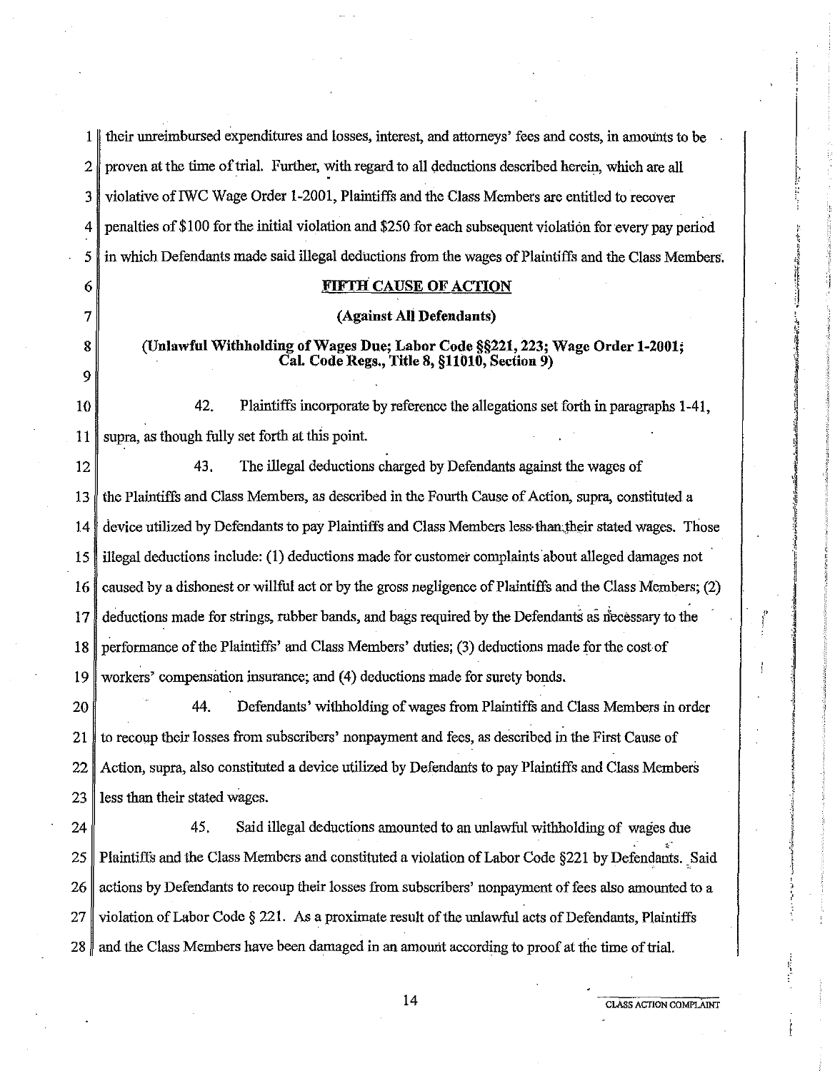their unreimbursed expenditures and losses, interest, and attorneys' fees and costs, in amounts to be proven at the time of trial. Further, with regard to all deductions described herein, which are all violative of IWC Wage Order 1-2001, Plaintiffs and the Class Members are entitled to recover penalties of $100 for the initial violation and $250 for each subsequent violation for every pay period in which Defendants made said illegal deductions from the wages of Plaintiffs and the Class Members.

**FIFTH CAUSE OF ACTION**

**(Against All Defendants)**

**(Unlawful Withholding of Wages Due; Labor Code §§221, 223; Wage Order 1-2001; Cal. Code Regs., Title 8, §11010, Section 9)**

42. Plaintiffs incorporate by reference the allegations set forth in paragraphs 1-41, supra, as though fully set forth at this point.

43. The illegal deductions charged by Defendants against the wages of the Plaintiffs and Class Members, as described in the Fourth Cause of Action, supra, constituted a device utilized by Defendants to pay Plaintiffs and Class Members less than their stated wages. Those illegal deductions include: (1) deductions made for customer complaints about alleged damages not caused by a dishonest or willful act or by the gross negligence of Plaintiffs and the Class Members; (2) deductions made for strings, rubber bands, and bags required by the Defendants as necessary to the performance of the Plaintiffs' and Class Members' duties; (3) deductions made for the cost of workers' compensation insurance; and (4) deductions made for surety bonds.

44. Defendants' withholding of wages from Plaintiffs and Class Members in order to recoup their losses from subscribers' nonpayment and fees, as described in the First Cause of Action, supra, also constituted a device utilized by Defendants to pay Plaintiffs and Class Members less than their stated wages.

45. Said illegal deductions amounted to an unlawful withholding of wages due Plaintiffs and the Class Members and constituted a violation of Labor Code §221 by Defendants. Said actions by Defendants to recoup their losses from subscribers' nonpayment of fees also amounted to a violation of Labor Code § 221. As a proximate result of the unlawful acts of Defendants, Plaintiffs and the Class Members have been damaged in an amount according to proof at the time of trial.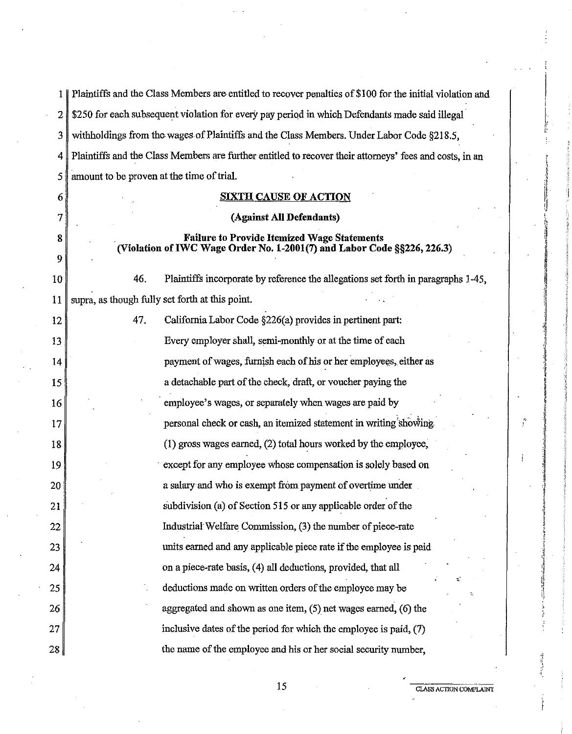Plaintiffs and the Class Members are entitled to recover penalties of $100 for the initial violation and $250 for each subsequent violation for every pay period in which Defendants made said illegal withholdings from the wages of Plaintiffs and the Class Members. Under Labor Code §218.5, Plaintiffs and the Class Members are further entitled to recover their attorneys' fees and costs, in an amount to be proven at the time of trial.

**SIXTH CAUSE OF ACTION**

**(Against All Defendants)**

**Failure to Provide Itemized Wage Statements**
**(Violation of IWC Wage Order No. 1-2001(7) and Labor Code §§226, 226.3)**

46. Plaintiffs incorporate by reference the allegations set forth in paragraphs 1-45, supra, as though fully set forth at this point.

47. California Labor Code §226(a) provides in pertinent part:

> Every employer shall, semi-monthly or at the time of each payment of wages, furnish each of his or her employees, either as a detachable part of the check, draft, or voucher paying the employee's wages, or separately when wages are paid by personal check or cash, an itemized statement in writing showing (1) gross wages earned, (2) total hours worked by the employee, except for any employee whose compensation is solely based on a salary and who is exempt from payment of overtime under subdivision (a) of Section 515 or any applicable order of the Industrial Welfare Commission, (3) the number of piece-rate units earned and any applicable piece rate if the employee is paid on a piece-rate basis, (4) all deductions, provided, that all deductions made on written orders of the employee may be aggregated and shown as one item, (5) net wages earned, (6) the inclusive dates of the period for which the employee is paid, (7) the name of the employee and his or her social security number,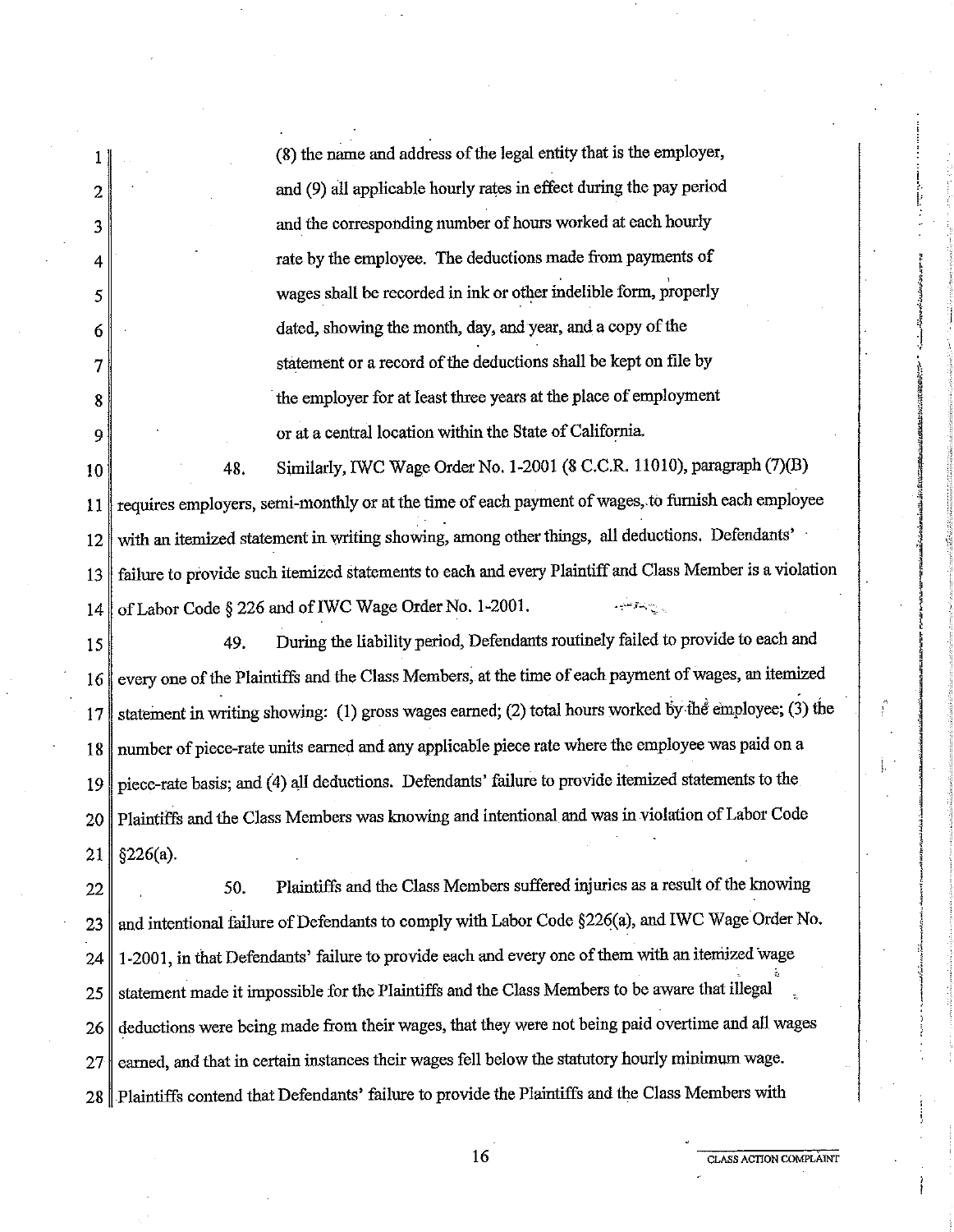(8) the name and address of the legal entity that is the employer, and (9) all applicable hourly rates in effect during the pay period and the corresponding number of hours worked at each hourly rate by the employee. The deductions made from payments of wages shall be recorded in ink or other indelible form, properly dated, showing the month, day, and year, and a copy of the statement or a record of the deductions shall be kept on file by the employer for at least three years at the place of employment or at a central location within the State of California.

48. Similarly, IWC Wage Order No. 1-2001 (8 C.C.R. 11010), paragraph (7)(B) requires employers, semi-monthly or at the time of each payment of wages, to furnish each employee with an itemized statement in writing showing, among other things, all deductions. Defendants' failure to provide such itemized statements to each and every Plaintiff and Class Member is a violation of Labor Code § 226 and of IWC Wage Order No. 1-2001.

49. During the liability period, Defendants routinely failed to provide to each and every one of the Plaintiffs and the Class Members, at the time of each payment of wages, an itemized statement in writing showing: (1) gross wages earned; (2) total hours worked by the employee; (3) the number of piece-rate units earned and any applicable piece rate where the employee was paid on a piece-rate basis; and (4) all deductions. Defendants' failure to provide itemized statements to the Plaintiffs and the Class Members was knowing and intentional and was in violation of Labor Code §226(a).

50. Plaintiffs and the Class Members suffered injuries as a result of the knowing and intentional failure of Defendants to comply with Labor Code §226(a), and IWC Wage Order No. 1-2001, in that Defendants' failure to provide each and every one of them with an itemized wage statement made it impossible for the Plaintiffs and the Class Members to be aware that illegal deductions were being made from their wages, that they were not being paid overtime and all wages earned, and that in certain instances their wages fell below the statutory hourly minimum wage. Plaintiffs contend that Defendants' failure to provide the Plaintiffs and the Class Members with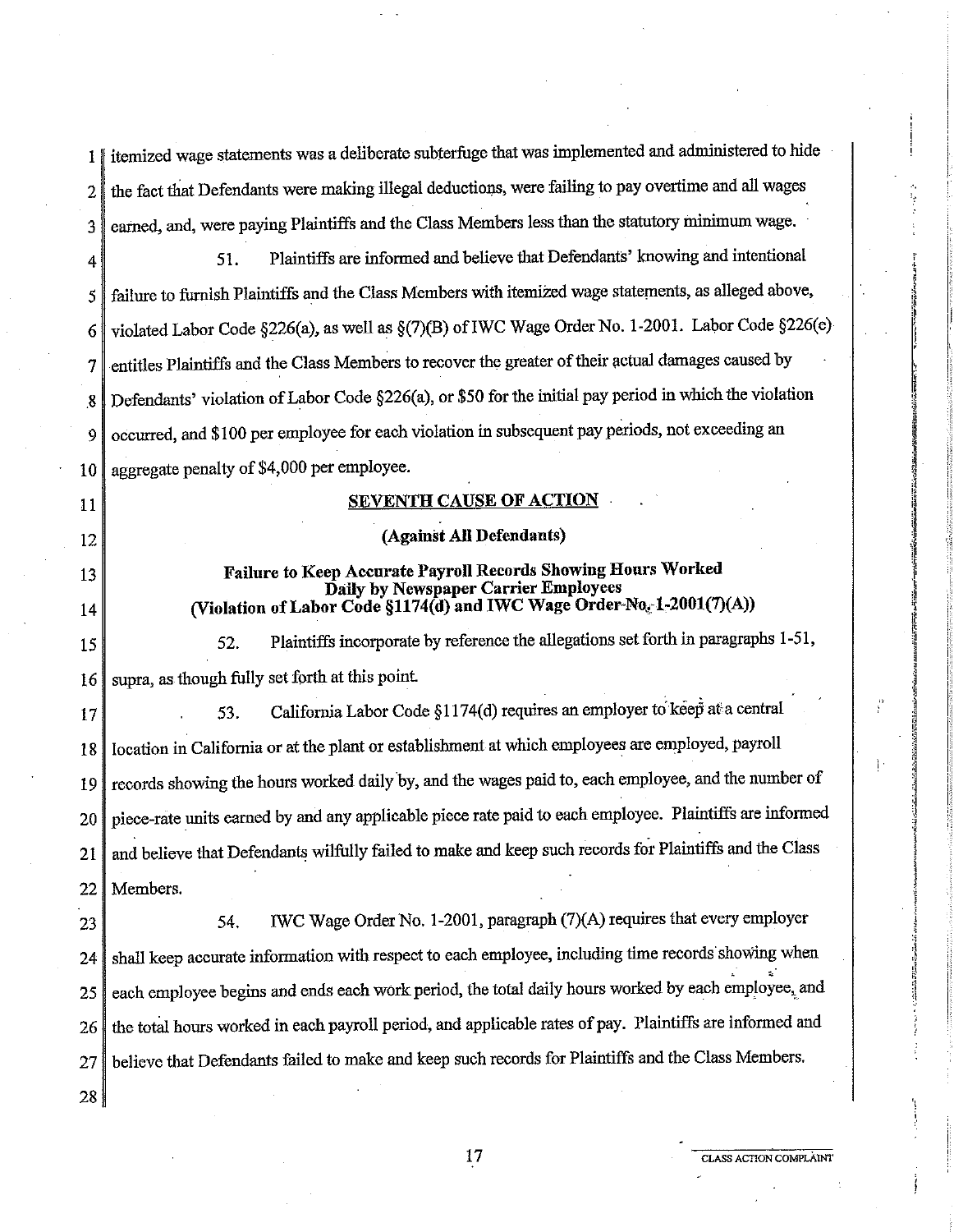itemized wage statements was a deliberate subterfuge that was implemented and administered to hide the fact that Defendants were making illegal deductions, were failing to pay overtime and all wages earned, and, were paying Plaintiffs and the Class Members less than the statutory minimum wage.

51. Plaintiffs are informed and believe that Defendants' knowing and intentional failure to furnish Plaintiffs and the Class Members with itemized wage statements, as alleged above, violated Labor Code §226(a), as well as §(7)(B) of IWC Wage Order No. 1-2001. Labor Code §226(e) entitles Plaintiffs and the Class Members to recover the greater of their actual damages caused by Defendants' violation of Labor Code §226(a), or $50 for the initial pay period in which the violation occurred, and $100 per employee for each violation in subsequent pay periods, not exceeding an aggregate penalty of $4,000 per employee.

**SEVENTH CAUSE OF ACTION**

**(Against All Defendants)**

**Failure to Keep Accurate Payroll Records Showing Hours Worked Daily by Newspaper Carrier Employees (Violation of Labor Code §1174(d) and IWC Wage Order No. 1-2001(7)(A))**

52. Plaintiffs incorporate by reference the allegations set forth in paragraphs 1-51, supra, as though fully set forth at this point.

53. California Labor Code §1174(d) requires an employer to keep at a central location in California or at the plant or establishment at which employees are employed, payroll records showing the hours worked daily by, and the wages paid to, each employee, and the number of piece-rate units earned by and any applicable piece rate paid to each employee. Plaintiffs are informed and believe that Defendants wilfully failed to make and keep such records for Plaintiffs and the Class Members.

54. IWC Wage Order No. 1-2001, paragraph (7)(A) requires that every employer shall keep accurate information with respect to each employee, including time records showing when each employee begins and ends each work period, the total daily hours worked by each employee, and the total hours worked in each payroll period, and applicable rates of pay. Plaintiffs are informed and believe that Defendants failed to make and keep such records for Plaintiffs and the Class Members.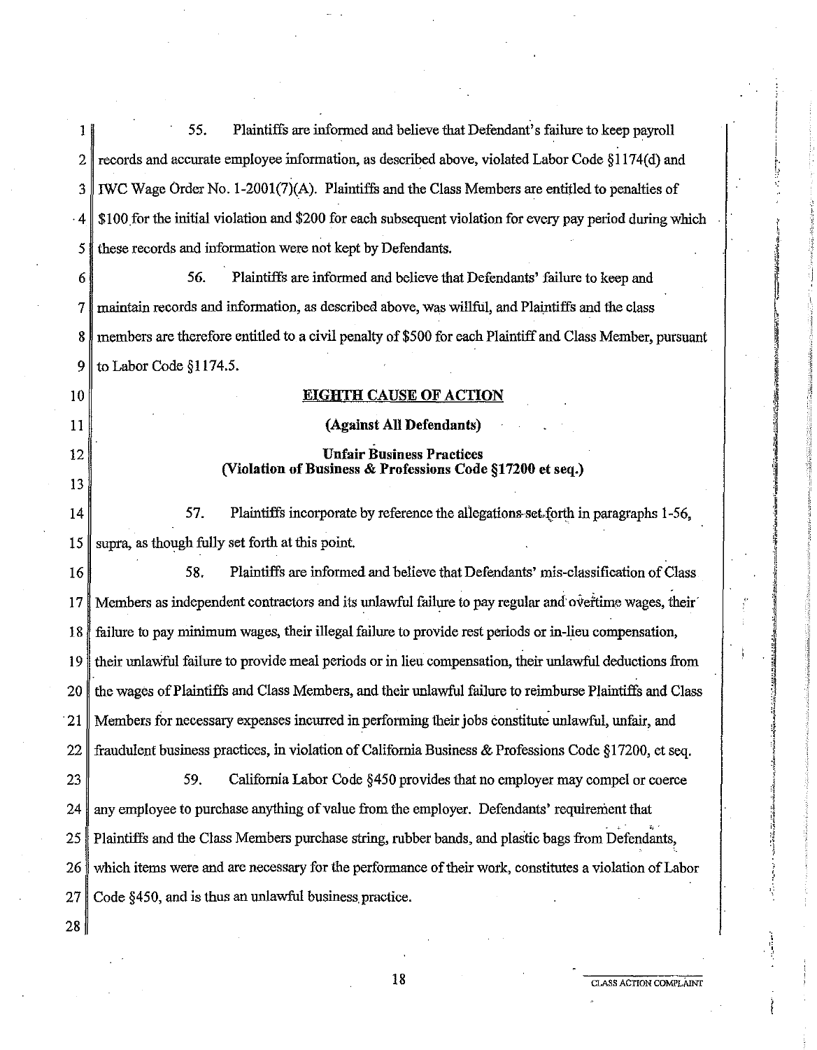55. Plaintiffs are informed and believe that Defendant's failure to keep payroll records and accurate employee information, as described above, violated Labor Code §1174(d) and IWC Wage Order No. 1-2001(7)(A). Plaintiffs and the Class Members are entitled to penalties of $100 for the initial violation and $200 for each subsequent violation for every pay period during which these records and information were not kept by Defendants.

56. Plaintiffs are informed and believe that Defendants' failure to keep and maintain records and information, as described above, was willful, and Plaintiffs and the class members are therefore entitled to a civil penalty of $500 for each Plaintiff and Class Member, pursuant to Labor Code §1174.5.

**EIGHTH CAUSE OF ACTION**

**(Against All Defendants)**

**Unfair Business Practices**
**(Violation of Business & Professions Code §17200 et seq.)**

57. Plaintiffs incorporate by reference the allegations set forth in paragraphs 1-56, supra, as though fully set forth at this point.

58. Plaintiffs are informed and believe that Defendants' mis-classification of Class Members as independent contractors and its unlawful failure to pay regular and overtime wages, their failure to pay minimum wages, their illegal failure to provide rest periods or in-lieu compensation, their unlawful failure to provide meal periods or in lieu compensation, their unlawful deductions from the wages of Plaintiffs and Class Members, and their unlawful failure to reimburse Plaintiffs and Class Members for necessary expenses incurred in performing their jobs constitute unlawful, unfair, and fraudulent business practices, in violation of California Business & Professions Code §17200, et seq.

59. California Labor Code §450 provides that no employer may compel or coerce any employee to purchase anything of value from the employer. Defendants' requirement that Plaintiffs and the Class Members purchase string, rubber bands, and plastic bags from Defendants, which items were and are necessary for the performance of their work, constitutes a violation of Labor Code §450, and is thus an unlawful business practice.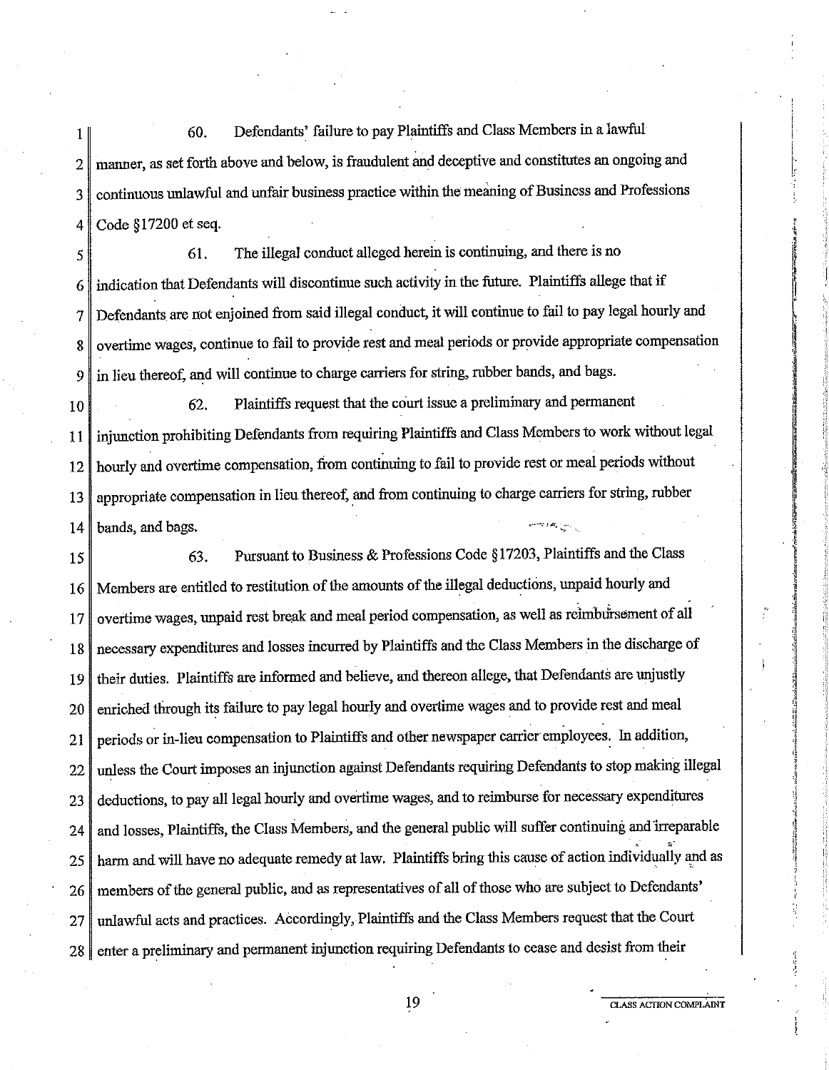60. Defendants' failure to pay Plaintiffs and Class Members in a lawful manner, as set forth above and below, is fraudulent and deceptive and constitutes an ongoing and continuous unlawful and unfair business practice within the meaning of Business and Professions Code §17200 et seq.

61. The illegal conduct alleged herein is continuing, and there is no indication that Defendants will discontinue such activity in the future. Plaintiffs allege that if Defendants are not enjoined from said illegal conduct, it will continue to fail to pay legal hourly and overtime wages, continue to fail to provide rest and meal periods or provide appropriate compensation in lieu thereof, and will continue to charge carriers for string, rubber bands, and bags.

62. Plaintiffs request that the court issue a preliminary and permanent injunction prohibiting Defendants from requiring Plaintiffs and Class Members to work without legal hourly and overtime compensation, from continuing to fail to provide rest or meal periods without appropriate compensation in lieu thereof, and from continuing to charge carriers for string, rubber bands, and bags.

63. Pursuant to Business & Professions Code §17203, Plaintiffs and the Class Members are entitled to restitution of the amounts of the illegal deductions, unpaid hourly and overtime wages, unpaid rest break and meal period compensation, as well as reimbursement of all necessary expenditures and losses incurred by Plaintiffs and the Class Members in the discharge of their duties. Plaintiffs are informed and believe, and thereon allege, that Defendants are unjustly enriched through its failure to pay legal hourly and overtime wages and to provide rest and meal periods or in-lieu compensation to Plaintiffs and other newspaper carrier employees. In addition, unless the Court imposes an injunction against Defendants requiring Defendants to stop making illegal deductions, to pay all legal hourly and overtime wages, and to reimburse for necessary expenditures and losses, Plaintiffs, the Class Members, and the general public will suffer continuing and irreparable harm and will have no adequate remedy at law. Plaintiffs bring this cause of action individually and as members of the general public, and as representatives of all of those who are subject to Defendants' unlawful acts and practices. Accordingly, Plaintiffs and the Class Members request that the Court enter a preliminary and permanent injunction requiring Defendants to cease and desist from their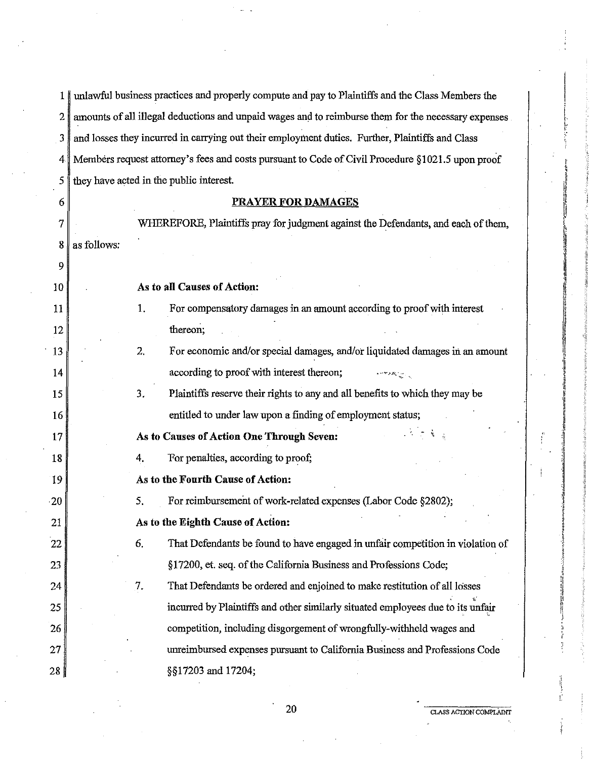unlawful business practices and properly compute and pay to Plaintiffs and the Class Members the amounts of all illegal deductions and unpaid wages and to reimburse them for the necessary expenses and losses they incurred in carrying out their employment duties. Further, Plaintiffs and Class Members request attorney's fees and costs pursuant to Code of Civil Procedure §1021.5 upon proof they have acted in the public interest.

## PRAYER FOR DAMAGES

WHEREFORE, Plaintiffs pray for judgment against the Defendants, and each of them, as follows:

**As to all Causes of Action:**

1. For compensatory damages in an amount according to proof with interest thereon;
2. For economic and/or special damages, and/or liquidated damages in an amount according to proof with interest thereon;
3. Plaintiffs reserve their rights to any and all benefits to which they may be entitled to under law upon a finding of employment status;

**As to Causes of Action One Through Seven:**

4. For penalties, according to proof;

**As to the Fourth Cause of Action:**

5. For reimbursement of work-related expenses (Labor Code §2802);

**As to the Eighth Cause of Action:**

6. That Defendants be found to have engaged in unfair competition in violation of §17200, et. seq. of the California Business and Professions Code;
7. That Defendants be ordered and enjoined to make restitution of all losses incurred by Plaintiffs and other similarly situated employees due to its unfair competition, including disgorgement of wrongfully-withheld wages and unreimbursed expenses pursuant to California Business and Professions Code §§17203 and 17204;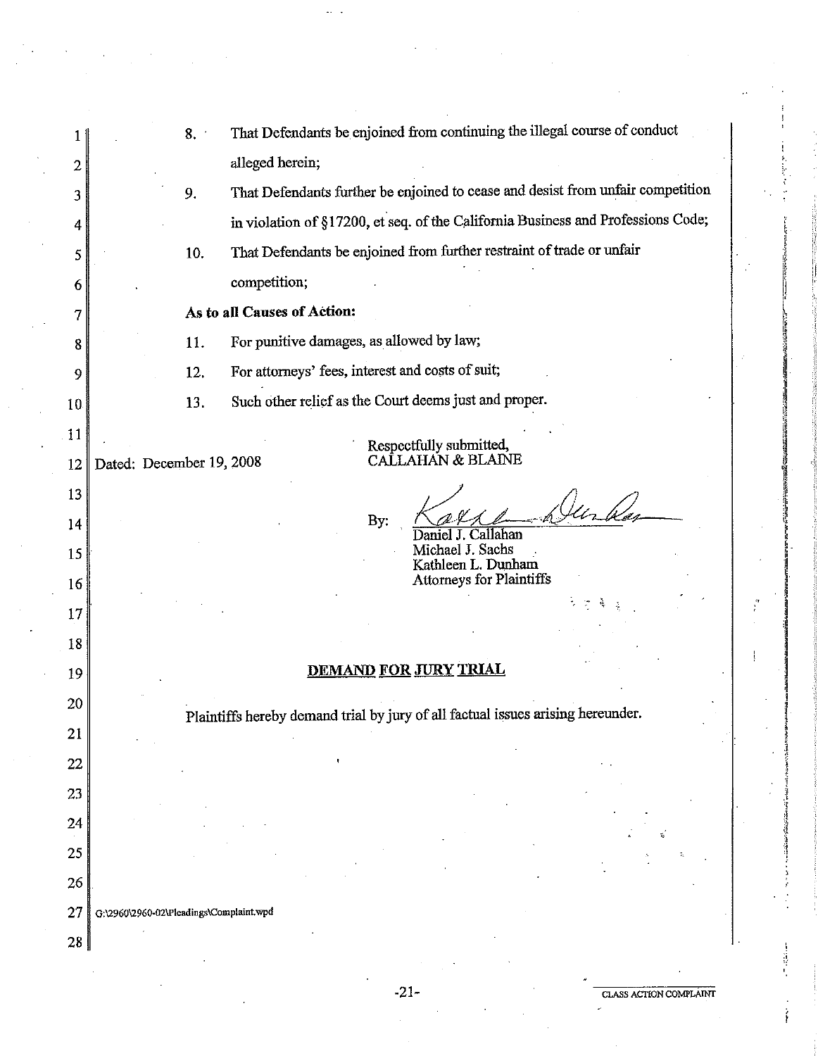8. That Defendants be enjoined from continuing the illegal course of conduct alleged herein;

9. That Defendants further be enjoined to cease and desist from unfair competition in violation of §17200, et seq. of the California Business and Professions Code;

10. That Defendants be enjoined from further restraint of trade or unfair competition;

**As to all Causes of Action:**

11. For punitive damages, as allowed by law;

12. For attorneys' fees, interest and costs of suit;

13. Such other relief as the Court deems just and proper.

Dated: December 19, 2008

Respectfully submitted,
CALLAHAN & BLAINE

By: 
Daniel J. Callahan
Michael J. Sachs
Kathleen L. Dunham
Attorneys for Plaintiffs

## DEMAND FOR JURY TRIAL

Plaintiffs hereby demand trial by jury of all factual issues arising hereunder.

G:\2960\2960-02\Pleadings\Complaint.wpd

CLASS ACTION COMPLAINT